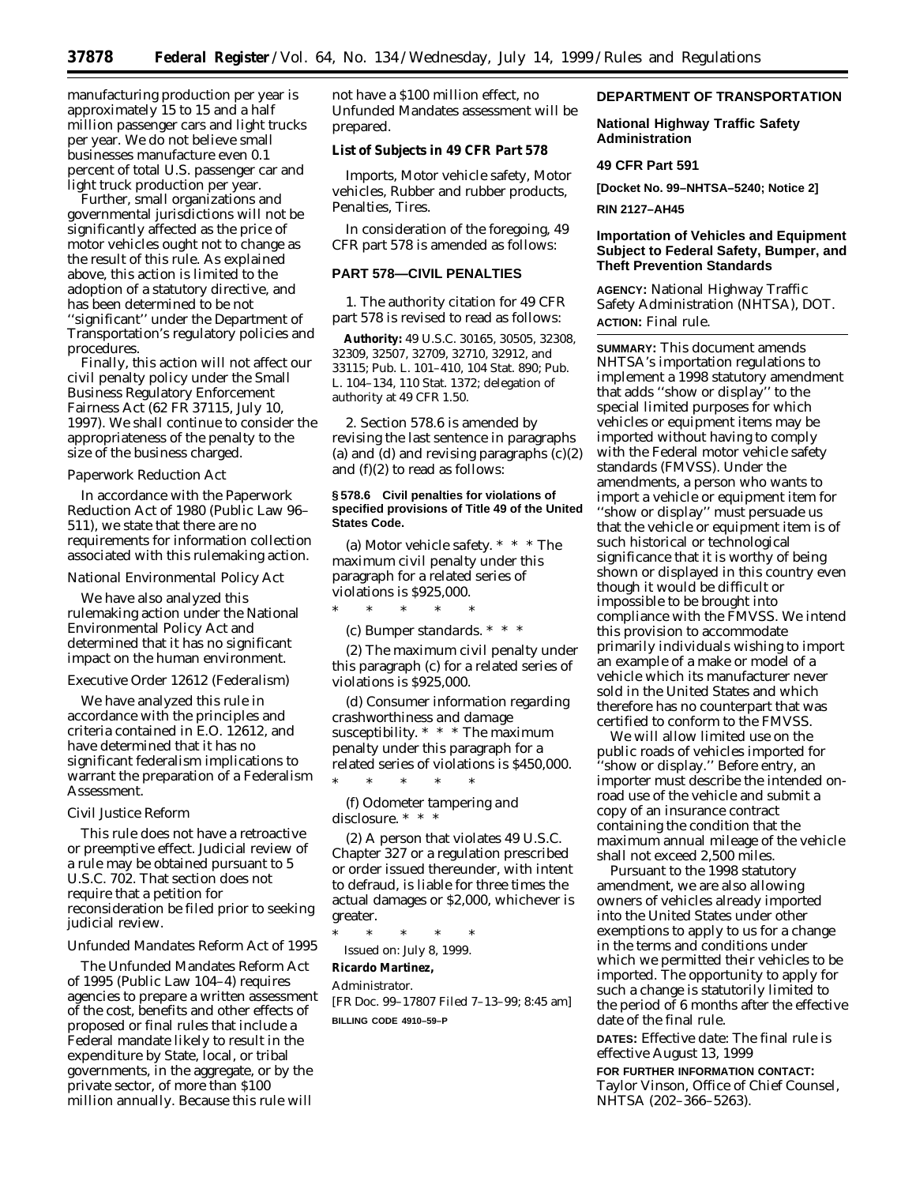manufacturing production per year is approximately 15 to 15 and a half million passenger cars and light trucks per year. We do not believe small businesses manufacture even 0.1 percent of total U.S. passenger car and light truck production per year.

Further, small organizations and governmental jurisdictions will not be significantly affected as the price of motor vehicles ought not to change as the result of this rule. As explained above, this action is limited to the adoption of a statutory directive, and has been determined to be not ''significant'' under the Department of Transportation's regulatory policies and procedures.

Finally, this action will not affect our civil penalty policy under the Small Business Regulatory Enforcement Fairness Act (62 FR 37115, July 10, 1997). We shall continue to consider the appropriateness of the penalty to the size of the business charged.

*Paperwork Reduction Act*

In accordance with the Paperwork Reduction Act of 1980 (Public Law 96–511), we state that there are no requirements for information collection associated with this rulemaking action.

*National Environmental Policy Act*

We have also analyzed this rulemaking action under the National Environmental Policy Act and determined that it has no significant impact on the human environment.

*Executive Order 12612 (Federalism)*

We have analyzed this rule in accordance with the principles and criteria contained in E.O. 12612, and have determined that it has no significant federalism implications to warrant the preparation of a Federalism Assessment.

*Civil Justice Reform*

This rule does not have a retroactive or preemptive effect. Judicial review of a rule may be obtained pursuant to 5 U.S.C. 702. That section does not require that a petition for reconsideration be filed prior to seeking judicial review.

*Unfunded Mandates Reform Act of 1995*

The Unfunded Mandates Reform Act of 1995 (Public Law 104–4) requires agencies to prepare a written assessment of the cost, benefits and other effects of proposed or final rules that include a Federal mandate likely to result in the expenditure by State, local, or tribal governments, in the aggregate, or by the private sector, of more than $100 million annually. Because this rule will not have a $100 million effect, no Unfunded Mandates assessment will be prepared.

**List of Subjects in 49 CFR Part 578**

Imports, Motor vehicle safety, Motor vehicles, Rubber and rubber products, Penalties, Tires.

In consideration of the foregoing, 49 CFR part 578 is amended as follows:

**PART 578—CIVIL PENALTIES**

1. The authority citation for 49 CFR part 578 is revised to read as follows:

**Authority:** 49 U.S.C. 30165, 30505, 32308, 32309, 32507, 32709, 32710, 32912, and 33115; Pub. L. 101–410, 104 Stat. 890; Pub. L. 104–134, 110 Stat. 1372; delegation of authority at 49 CFR 1.50.

2. Section 578.6 is amended by revising the last sentence in paragraphs (a) and (d) and revising paragraphs (c)(2) and (f)(2) to read as follows:

**§ 578.6 Civil penalties for violations of specified provisions of Title 49 of the United States Code.**

(a) *Motor vehicle safety.* * * * The maximum civil penalty under this paragraph for a related series of violations is $925,000.

\* \* \* \* \*

(c) *Bumper standards.* * * *

(2) The maximum civil penalty under this paragraph (c) for a related series of violations is $925,000.

(d) *Consumer information regarding crashworthiness and damage susceptibility.* * * * The maximum penalty under this paragraph for a related series of violations is $450,000.

\* \* \* \* \*

(f) *Odometer tampering and disclosure.* * * *

(2) A person that violates 49 U.S.C. Chapter 327 or a regulation prescribed or order issued thereunder, with intent to defraud, is liable for three times the actual damages or $2,000, whichever is greater.

\* \* \* \* \*

Issued on: July 8, 1999.

**Ricardo Martinez,**

*Administrator.*

[FR Doc. 99–17807 Filed 7–13–99; 8:45 am]

**BILLING CODE 4910–59–P**

**DEPARTMENT OF TRANSPORTATION**

**National Highway Traffic Safety Administration**

**49 CFR Part 591**

**[Docket No. 99–NHTSA–5240; Notice 2]**

**RIN 2127–AH45**

**Importation of Vehicles and Equipment Subject to Federal Safety, Bumper, and Theft Prevention Standards**

**AGENCY:** National Highway Traffic Safety Administration (NHTSA), DOT.

**ACTION:** Final rule.

**SUMMARY:** This document amends NHTSA's importation regulations to implement a 1998 statutory amendment that adds ''show or display'' to the special limited purposes for which vehicles or equipment items may be imported without having to comply with the Federal motor vehicle safety standards (FMVSS). Under the amendments, a person who wants to import a vehicle or equipment item for ''show or display'' must persuade us that the vehicle or equipment item is of such historical or technological significance that it is worthy of being shown or displayed in this country even though it would be difficult or impossible to be brought into compliance with the FMVSS. We intend this provision to accommodate primarily individuals wishing to import an example of a make or model of a vehicle which its manufacturer never sold in the United States and which therefore has no counterpart that was certified to conform to the FMVSS.

We will allow limited use on the public roads of vehicles imported for ''show or display.'' Before entry, an importer must describe the intended on-road use of the vehicle and submit a copy of an insurance contract containing the condition that the maximum annual mileage of the vehicle shall not exceed 2,500 miles.

Pursuant to the 1998 statutory amendment, we are also allowing owners of vehicles already imported into the United States under other exemptions to apply to us for a change in the terms and conditions under which we permitted their vehicles to be imported. The opportunity to apply for such a change is statutorily limited to the period of 6 months after the effective date of the final rule.

**DATES:** Effective date: The final rule is effective August 13, 1999

**FOR FURTHER INFORMATION CONTACT:** Taylor Vinson, Office of Chief Counsel, NHTSA (202–366–5263).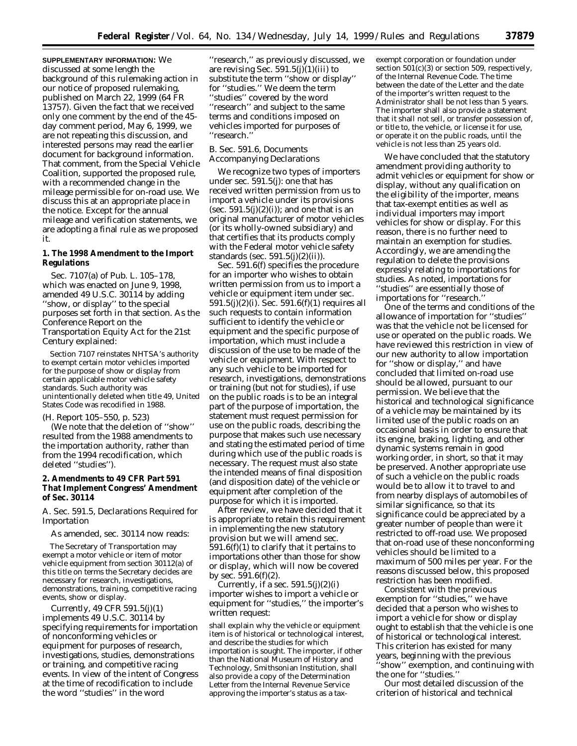**SUPPLEMENTARY INFORMATION:** We discussed at some length the background of this rulemaking action in our notice of proposed rulemaking, published on March 22, 1999 (64 FR 13757). Given the fact that we received only one comment by the end of the 45-day comment period, May 6, 1999, we are not repeating this discussion, and interested persons may read the earlier document for background information. That comment, from the Special Vehicle Coalition, supported the proposed rule, with a recommended change in the mileage permissible for on-road use. We discuss this at an appropriate place in the notice. Except for the annual mileage and verification statements, we are adopting a final rule as we proposed it.

**1. The 1998 Amendment to the Import Regulations**

Sec. 7107(a) of Pub. L. 105–178, which was enacted on June 9, 1998, amended 49 U.S.C. 30114 by adding ''show, or display'' to the special purposes set forth in that section. As the Conference Report on the Transportation Equity Act for the 21st Century explained:

> Section 7107 reinstates NHTSA's authority to exempt certain motor vehicles imported for the purpose of show or display from certain applicable motor vehicle safety standards. Such authority was unintentionally deleted when title 49, United States Code was recodified in 1988.

(H. Report 105–550, p. 523)

(We note that the deletion of ''show'' resulted from the 1988 amendments to the importation authority, rather than from the 1994 recodification, which deleted ''studies'').

**2. Amendments to 49 CFR Part 591 That Implement Congress' Amendment of Sec. 30114**

*A. Sec. 591.5, Declarations Required for Importation*

As amended, sec. 30114 now reads:

> The Secretary of Transportation may exempt a motor vehicle or item of motor vehicle equipment from section 30112(a) of this title on terms the Secretary decides are necessary for research, investigations, demonstrations, training, competitive racing events, show or display.

Currently, 49 CFR 591.5(j)(1) implements 49 U.S.C. 30114 by specifying requirements for importation of nonconforming vehicles or equipment for purposes of research, investigations, studies, demonstrations or training, and competitive racing events. In view of the intent of Congress at the time of recodification to include the word ''studies'' in the word ''research,'' as previously discussed, we are revising Sec. 591.5(j)(1)(iii) to substitute the term ''show or display'' for ''studies.'' We deem the term ''studies'' covered by the word ''research'' and subject to the same terms and conditions imposed on vehicles imported for purposes of ''research.''

*B. Sec. 591.6, Documents Accompanying Declarations*

We recognize two types of importers under sec. 591.5(j): one that has received written permission from us to import a vehicle under its provisions (sec. 591.5(j)(2)(i)); and one that is an original manufacturer of motor vehicles (or its wholly-owned subsidiary) and that certifies that its products comply with the Federal motor vehicle safety standards (sec. 591.5(j)(2)(ii)).

Sec. 591.6(f) specifies the procedure for an importer who wishes to obtain written permission from us to import a vehicle or equipment item under sec. 591.5(j)(2)(i). Sec. 591.6(f)(1) requires all such requests to contain information sufficient to identify the vehicle or equipment and the specific purpose of importation, which must include a discussion of the use to be made of the vehicle or equipment. With respect to any such vehicle to be imported for research, investigations, demonstrations or training (but not for studies), if use on the public roads is to be an integral part of the purpose of importation, the statement must request permission for use on the public roads, describing the purpose that makes such use necessary and stating the estimated period of time during which use of the public roads is necessary. The request must also state the intended means of final disposition (and disposition date) of the vehicle or equipment after completion of the purpose for which it is imported.

After review, we have decided that it is appropriate to retain this requirement in implementing the new statutory provision but we will amend sec. 591.6(f)(1) to clarify that it pertains to importations other than those for show or display, which will now be covered by sec. 591.6(f)(2).

Currently, if a sec. 591.5(j)(2)(i) importer wishes to import a vehicle or equipment for ''studies,'' the importer's written request:

> shall explain why the vehicle or equipment item is of historical or technological interest, and describe the studies for which importation is sought. The importer, if other than the National Museum of History and Technology, Smithsonian Institution, shall also provide a copy of the Determination Letter from the Internal Revenue Service approving the importer's status as a tax-exempt corporation or foundation under section 501(c)(3) or section 509, respectively, of the Internal Revenue Code. The time between the date of the Letter and the date of the importer's written request to the Administrator shall be not less than 5 years. The importer shall also provide a statement that it shall not sell, or transfer possession of, or title to, the vehicle, or license it for use, or operate it on the public roads, until the vehicle is not less than 25 years old.

We have concluded that the statutory amendment providing authority to admit vehicles or equipment for show or display, without any qualification on the eligibility of the importer, means that tax-exempt entities as well as individual importers may import vehicles for show or display. For this reason, there is no further need to maintain an exemption for studies. Accordingly, we are amending the regulation to delete the provisions expressly relating to importations for studies. As noted, importations for ''studies'' are essentially those of importations for ''research.''

One of the terms and conditions of the allowance of importation for ''studies'' was that the vehicle not be licensed for use or operated on the public roads. We have reviewed this restriction in view of our new authority to allow importation for ''show or display,'' and have concluded that limited on-road use should be allowed, pursuant to our permission. We believe that the historical and technological significance of a vehicle may be maintained by its limited use of the public roads on an occasional basis in order to ensure that its engine, braking, lighting, and other dynamic systems remain in good working order, in short, so that it may be preserved. Another appropriate use of such a vehicle on the public roads would be to allow it to travel to and from nearby displays of automobiles of similar significance, so that its significance could be appreciated by a greater number of people than were it restricted to off-road use. We proposed that on-road use of these nonconforming vehicles should be limited to a maximum of 500 miles per year. For the reasons discussed below, this proposed restriction has been modified.

Consistent with the previous exemption for ''studies,'' we have decided that a person who wishes to import a vehicle for show or display ought to establish that the vehicle is one of historical or technological interest. This criterion has existed for many years, beginning with the previous ''show'' exemption, and continuing with the one for ''studies.''

Our most detailed discussion of the criterion of historical and technical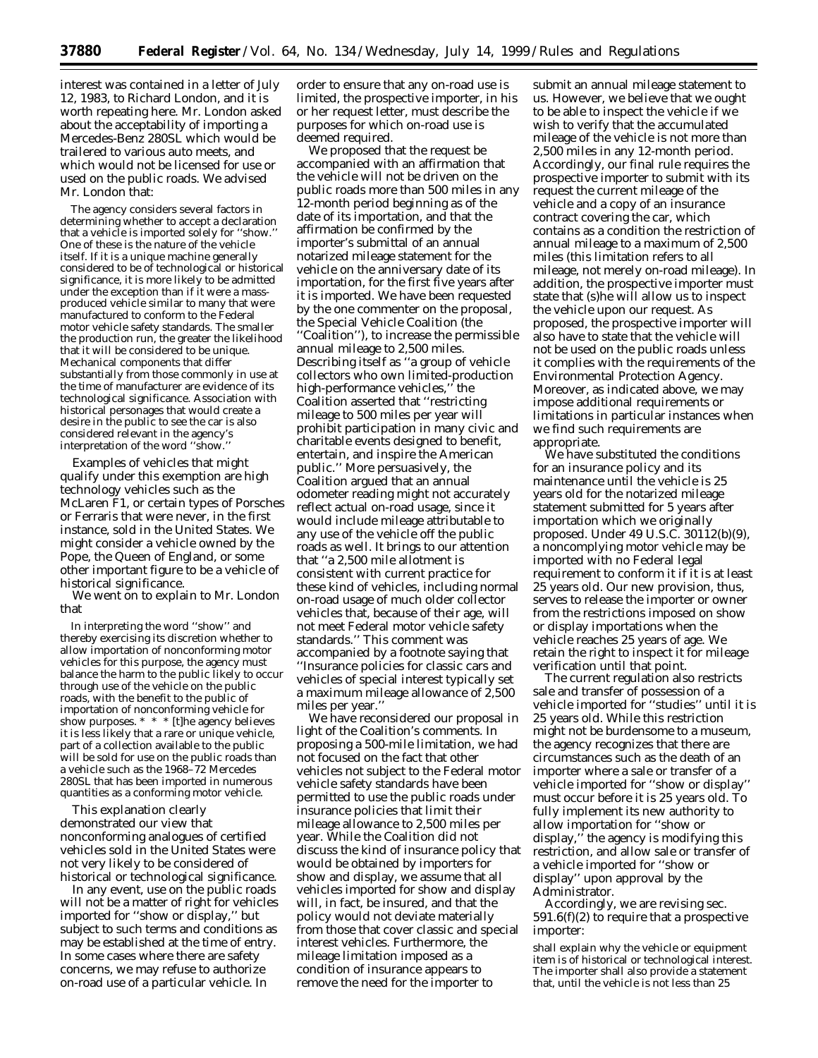interest was contained in a letter of July 12, 1983, to Richard London, and it is worth repeating here. Mr. London asked about the acceptability of importing a Mercedes-Benz 280SL which would be trailered to various auto meets, and which would not be licensed for use or used on the public roads. We advised Mr. London that:

> The agency considers several factors in determining whether to accept a declaration that a vehicle is imported solely for "show." One of these is the nature of the vehicle itself. If it is a unique machine generally considered to be of technological or historical significance, it is more likely to be admitted under the exception than if it were a mass-produced vehicle similar to many that were manufactured to conform to the Federal motor vehicle safety standards. The smaller the production run, the greater the likelihood that it will be considered to be unique. Mechanical components that differ substantially from those commonly in use at the time of manufacturer are evidence of its technological significance. Association with historical personages that would create a desire in the public to see the car is also considered relevant in the agency's interpretation of the word "show."

Examples of vehicles that might qualify under this exemption are high technology vehicles such as the McLaren F1, or certain types of Porsches or Ferraris that were never, in the first instance, sold in the United States. We might consider a vehicle owned by the Pope, the Queen of England, or some other important figure to be a vehicle of historical significance.

We went on to explain to Mr. London that

> In interpreting the word "show" and thereby exercising its discretion whether to allow importation of nonconforming motor vehicles for this purpose, the agency must balance the harm to the public likely to occur through use of the vehicle on the public roads, with the benefit to the public of importation of nonconforming vehicle for show purposes. * * * [t]he agency believes it is less likely that a rare or unique vehicle, part of a collection available to the public will be sold for use on the public roads than a vehicle such as the 1968–72 Mercedes 280SL that has been imported in numerous quantities as a conforming motor vehicle.

This explanation clearly demonstrated our view that nonconforming analogues of certified vehicles sold in the United States were not very likely to be considered of historical or technological significance.

In any event, use on the public roads will not be a matter of right for vehicles imported for "show or display," but subject to such terms and conditions as may be established at the time of entry. In some cases where there are safety concerns, we may refuse to authorize on-road use of a particular vehicle. In order to ensure that any on-road use is limited, the prospective importer, in his or her request letter, must describe the purposes for which on-road use is deemed required.

We proposed that the request be accompanied with an affirmation that the vehicle will not be driven on the public roads more than 500 miles in any 12-month period beginning as of the date of its importation, and that the affirmation be confirmed by the importer's submittal of an annual notarized mileage statement for the vehicle on the anniversary date of its importation, for the first five years after it is imported. We have been requested by the one commenter on the proposal, the Special Vehicle Coalition (the "Coalition"), to increase the permissible annual mileage to 2,500 miles. Describing itself as "a group of vehicle collectors who own limited-production high-performance vehicles," the Coalition asserted that "restricting mileage to 500 miles per year will prohibit participation in many civic and charitable events designed to benefit, entertain, and inspire the American public." More persuasively, the Coalition argued that an annual odometer reading might not accurately reflect actual on-road usage, since it would include mileage attributable to any use of the vehicle off the public roads as well. It brings to our attention that "a 2,500 mile allotment is consistent with current practice for these kind of vehicles, including normal on-road usage of much older collector vehicles that, because of their age, will not meet Federal motor vehicle safety standards." This comment was accompanied by a footnote saying that "Insurance policies for classic cars and vehicles of special interest typically set a maximum mileage allowance of 2,500 miles per year."

We have reconsidered our proposal in light of the Coalition's comments. In proposing a 500-mile limitation, we had not focused on the fact that other vehicles not subject to the Federal motor vehicle safety standards have been permitted to use the public roads under insurance policies that limit their mileage allowance to 2,500 miles per year. While the Coalition did not discuss the kind of insurance policy that would be obtained by importers for show and display, we assume that all vehicles imported for show and display will, in fact, be insured, and that the policy would not deviate materially from those that cover classic and special interest vehicles. Furthermore, the mileage limitation imposed as a condition of insurance appears to remove the need for the importer to submit an annual mileage statement to us. However, we believe that we ought to be able to inspect the vehicle if we wish to verify that the accumulated mileage of the vehicle is not more than 2,500 miles in any 12-month period. Accordingly, our final rule requires the prospective importer to submit with its request the current mileage of the vehicle and a copy of an insurance contract covering the car, which contains as a condition the restriction of annual mileage to a maximum of 2,500 miles (this limitation refers to all mileage, not merely on-road mileage). In addition, the prospective importer must state that (s)he will allow us to inspect the vehicle upon our request. As proposed, the prospective importer will also have to state that the vehicle will not be used on the public roads unless it complies with the requirements of the Environmental Protection Agency. Moreover, as indicated above, we may impose additional requirements or limitations in particular instances when we find such requirements are appropriate.

We have substituted the conditions for an insurance policy and its maintenance until the vehicle is 25 years old for the notarized mileage statement submitted for 5 years after importation which we originally proposed. Under 49 U.S.C. 30112(b)(9), a noncomplying motor vehicle may be imported with no Federal legal requirement to conform it if it is at least 25 years old. Our new provision, thus, serves to release the importer or owner from the restrictions imposed on show or display importations when the vehicle reaches 25 years of age. We retain the right to inspect it for mileage verification until that point.

The current regulation also restricts sale and transfer of possession of a vehicle imported for "studies" until it is 25 years old. While this restriction might not be burdensome to a museum, the agency recognizes that there are circumstances such as the death of an importer where a sale or transfer of a vehicle imported for "show or display" must occur before it is 25 years old. To fully implement its new authority to allow importation for "show or display," the agency is modifying this restriction, and allow sale or transfer of a vehicle imported for "show or display" upon approval by the Administrator.

Accordingly, we are revising sec. 591.6(f)(2) to require that a prospective importer:

> shall explain why the vehicle or equipment item is of historical or technological interest. The importer shall also provide a statement that, until the vehicle is not less than 25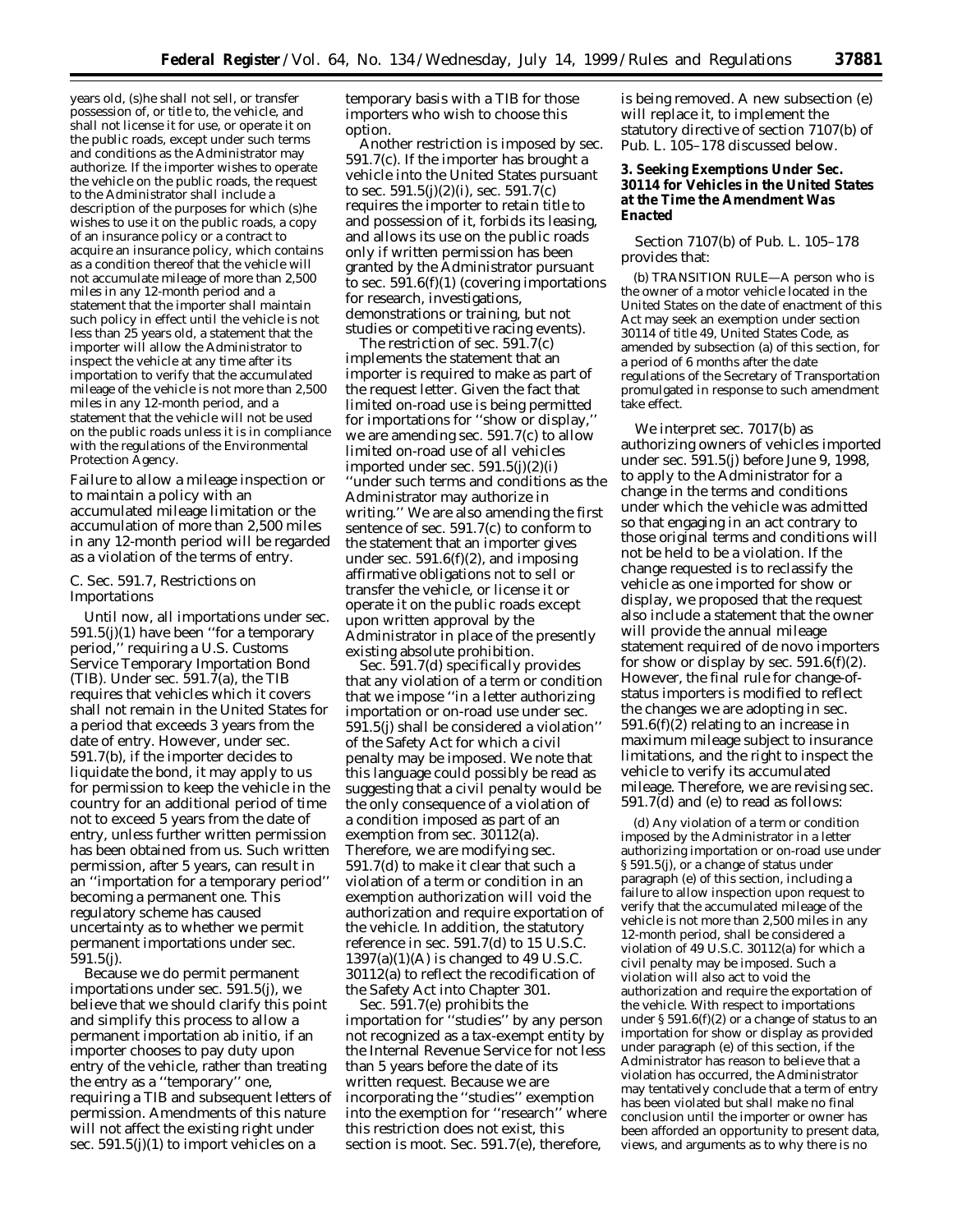years old, (s)he shall not sell, or transfer possession of, or title to, the vehicle, and shall not license it for use, or operate it on the public roads, except under such terms and conditions as the Administrator may authorize. If the importer wishes to operate the vehicle on the public roads, the request to the Administrator shall include a description of the purposes for which (s)he wishes to use it on the public roads, a copy of an insurance policy or a contract to acquire an insurance policy, which contains as a condition thereof that the vehicle will not accumulate mileage of more than 2,500 miles in any 12-month period and a statement that the importer shall maintain such policy in effect until the vehicle is not less than 25 years old, a statement that the importer will allow the Administrator to inspect the vehicle at any time after its importation to verify that the accumulated mileage of the vehicle is not more than 2,500 miles in any 12-month period, and a statement that the vehicle will not be used on the public roads unless it is in compliance with the regulations of the Environmental Protection Agency.

Failure to allow a mileage inspection or to maintain a policy with an accumulated mileage limitation or the accumulation of more than 2,500 miles in any 12-month period will be regarded as a violation of the terms of entry.

C. Sec. 591.7, Restrictions on Importations

Until now, all importations under sec. 591.5(j)(1) have been "for a temporary period," requiring a U.S. Customs Service Temporary Importation Bond (TIB). Under sec. 591.7(a), the TIB requires that vehicles which it covers shall not remain in the United States for a period that exceeds 3 years from the date of entry. However, under sec. 591.7(b), if the importer decides to liquidate the bond, it may apply to us for permission to keep the vehicle in the country for an additional period of time not to exceed 5 years from the date of entry, unless further written permission has been obtained from us. Such written permission, after 5 years, can result in an "importation for a temporary period" becoming a permanent one. This regulatory scheme has caused uncertainty as to whether we permit permanent importations under sec. 591.5(j).

Because we do permit permanent importations under sec. 591.5(j), we believe that we should clarify this point and simplify this process to allow a permanent importation ab initio, if an importer chooses to pay duty upon entry of the vehicle, rather than treating the entry as a "temporary" one, requiring a TIB and subsequent letters of permission. Amendments of this nature will not affect the existing right under sec. 591.5(j)(1) to import vehicles on a temporary basis with a TIB for those importers who wish to choose this option.

Another restriction is imposed by sec. 591.7(c). If the importer has brought a vehicle into the United States pursuant to sec. 591.5(j)(2)(i), sec. 591.7(c) requires the importer to retain title to and possession of it, forbids its leasing, and allows its use on the public roads only if written permission has been granted by the Administrator pursuant to sec. 591.6(f)(1) (covering importations for research, investigations, demonstrations or training, but not studies or competitive racing events).

The restriction of sec. 591.7(c) implements the statement that an importer is required to make as part of the request letter. Given the fact that limited on-road use is being permitted for importations for "show or display," we are amending sec. 591.7(c) to allow limited on-road use of all vehicles imported under sec. 591.5(j)(2)(i) "under such terms and conditions as the Administrator may authorize in writing." We are also amending the first sentence of sec. 591.7(c) to conform to the statement that an importer gives under sec. 591.6(f)(2), and imposing affirmative obligations not to sell or transfer the vehicle, or license it or operate it on the public roads except upon written approval by the Administrator in place of the presently existing absolute prohibition.

Sec. 591.7(d) specifically provides that any violation of a term or condition that we impose "in a letter authorizing importation or on-road use under sec. 591.5(j) shall be considered a violation" of the Safety Act for which a civil penalty may be imposed. We note that this language could possibly be read as suggesting that a civil penalty would be the only consequence of a violation of a condition imposed as part of an exemption from sec. 30112(a). Therefore, we are modifying sec. 591.7(d) to make it clear that such a violation of a term or condition in an exemption authorization will void the authorization and require exportation of the vehicle. In addition, the statutory reference in sec. 591.7(d) to 15 U.S.C. 1397(a)(1)(A) is changed to 49 U.S.C. 30112(a) to reflect the recodification of the Safety Act into Chapter 301.

Sec. 591.7(e) prohibits the importation for "studies" by any person not recognized as a tax-exempt entity by the Internal Revenue Service for not less than 5 years before the date of its written request. Because we are incorporating the "studies" exemption into the exemption for "research" where this restriction does not exist, this section is moot. Sec. 591.7(e), therefore, is being removed. A new subsection (e) will replace it, to implement the statutory directive of section 7107(b) of Pub. L. 105–178 discussed below.

### 3. Seeking Exemptions Under Sec. 30114 for Vehicles in the United States at the Time the Amendment Was Enacted

Section 7107(b) of Pub. L. 105–178 provides that:

(b) TRANSITION RULE—A person who is the owner of a motor vehicle located in the United States on the date of enactment of this Act may seek an exemption under section 30114 of title 49, United States Code, as amended by subsection (a) of this section, for a period of 6 months after the date regulations of the Secretary of Transportation promulgated in response to such amendment take effect.

We interpret sec. 7017(b) as authorizing owners of vehicles imported under sec. 591.5(j) before June 9, 1998, to apply to the Administrator for a change in the terms and conditions under which the vehicle was admitted so that engaging in an act contrary to those original terms and conditions will not be held to be a violation. If the change requested is to reclassify the vehicle as one imported for show or display, we proposed that the request also include a statement that the owner will provide the annual mileage statement required of de novo importers for show or display by sec. 591.6(f)(2). However, the final rule for change-of-status importers is modified to reflect the changes we are adopting in sec. 591.6(f)(2) relating to an increase in maximum mileage subject to insurance limitations, and the right to inspect the vehicle to verify its accumulated mileage. Therefore, we are revising sec. 591.7(d) and (e) to read as follows:

(d) Any violation of a term or condition imposed by the Administrator in a letter authorizing importation or on-road use under § 591.5(j), or a change of status under paragraph (e) of this section, including a failure to allow inspection upon request to verify that the accumulated mileage of the vehicle is not more than 2,500 miles in any 12-month period, shall be considered a violation of 49 U.S.C. 30112(a) for which a civil penalty may be imposed. Such a violation will also act to void the authorization and require the exportation of the vehicle. With respect to importations under § 591.6(f)(2) or a change of status to an importation for show or display as provided under paragraph (e) of this section, if the Administrator has reason to believe that a violation has occurred, the Administrator may tentatively conclude that a term of entry has been violated but shall make no final conclusion until the importer or owner has been afforded an opportunity to present data, views, and arguments as to why there is no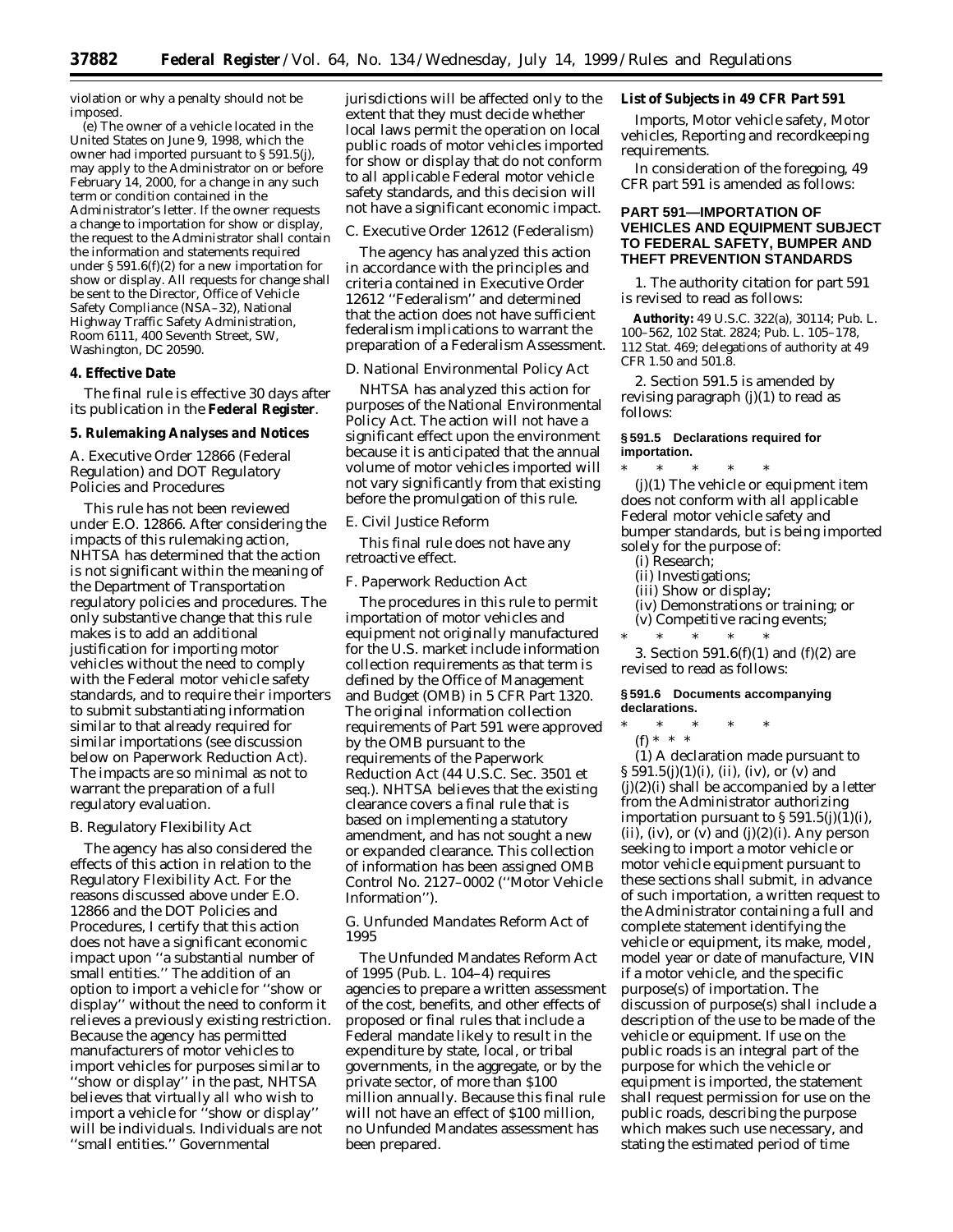violation or why a penalty should not be imposed.

(e) The owner of a vehicle located in the United States on June 9, 1998, which the owner had imported pursuant to § 591.5(j), may apply to the Administrator on or before February 14, 2000, for a change in any such term or condition contained in the Administrator's letter. If the owner requests a change to importation for show or display, the request to the Administrator shall contain the information and statements required under § 591.6(f)(2) for a new importation for show or display. All requests for change shall be sent to the Director, Office of Vehicle Safety Compliance (NSA–32), National Highway Traffic Safety Administration, Room 6111, 400 Seventh Street, SW, Washington, DC 20590.

### 4. Effective Date

The final rule is effective 30 days after its publication in the **Federal Register**.

### 5. Rulemaking Analyses and Notices

*A. Executive Order 12866 (Federal Regulation) and DOT Regulatory Policies and Procedures*

This rule has not been reviewed under E.O. 12866. After considering the impacts of this rulemaking action, NHTSA has determined that the action is not significant within the meaning of the Department of Transportation regulatory policies and procedures. The only substantive change that this rule makes is to add an additional justification for importing motor vehicles without the need to comply with the Federal motor vehicle safety standards, and to require their importers to submit substantiating information similar to that already required for similar importations (see discussion below on Paperwork Reduction Act). The impacts are so minimal as not to warrant the preparation of a full regulatory evaluation.

*B. Regulatory Flexibility Act*

The agency has also considered the effects of this action in relation to the Regulatory Flexibility Act. For the reasons discussed above under E.O. 12866 and the DOT Policies and Procedures, I certify that this action does not have a significant economic impact upon ''a substantial number of small entities.'' The addition of an option to import a vehicle for ''show or display'' without the need to conform it relieves a previously existing restriction. Because the agency has permitted manufacturers of motor vehicles to import vehicles for purposes similar to ''show or display'' in the past, NHTSA believes that virtually all who wish to import a vehicle for ''show or display'' will be individuals. Individuals are not ''small entities.'' Governmental jurisdictions will be affected only to the extent that they must decide whether local laws permit the operation on local public roads of motor vehicles imported for show or display that do not conform to all applicable Federal motor vehicle safety standards, and this decision will not have a significant economic impact.

*C. Executive Order 12612 (Federalism)*

The agency has analyzed this action in accordance with the principles and criteria contained in Executive Order 12612 ''Federalism'' and determined that the action does not have sufficient federalism implications to warrant the preparation of a Federalism Assessment.

*D. National Environmental Policy Act*

NHTSA has analyzed this action for purposes of the National Environmental Policy Act. The action will not have a significant effect upon the environment because it is anticipated that the annual volume of motor vehicles imported will not vary significantly from that existing before the promulgation of this rule.

*E. Civil Justice Reform*

This final rule does not have any retroactive effect.

*F. Paperwork Reduction Act*

The procedures in this rule to permit importation of motor vehicles and equipment not originally manufactured for the U.S. market include information collection requirements as that term is defined by the Office of Management and Budget (OMB) in 5 CFR Part 1320. The original information collection requirements of Part 591 were approved by the OMB pursuant to the requirements of the Paperwork Reduction Act (44 U.S.C. Sec. 3501 et seq.). NHTSA believes that the existing clearance covers a final rule that is based on implementing a statutory amendment, and has not sought a new or expanded clearance. This collection of information has been assigned OMB Control No. 2127–0002 (''Motor Vehicle Information'').

*G. Unfunded Mandates Reform Act of 1995*

The Unfunded Mandates Reform Act of 1995 (Pub. L. 104–4) requires agencies to prepare a written assessment of the cost, benefits, and other effects of proposed or final rules that include a Federal mandate likely to result in the expenditure by state, local, or tribal governments, in the aggregate, or by the private sector, of more than $100 million annually. Because this final rule will not have an effect of $100 million, no Unfunded Mandates assessment has been prepared.

**List of Subjects in 49 CFR Part 591**

Imports, Motor vehicle safety, Motor vehicles, Reporting and recordkeeping requirements.

In consideration of the foregoing, 49 CFR part 591 is amended as follows:

## PART 591—IMPORTATION OF VEHICLES AND EQUIPMENT SUBJECT TO FEDERAL SAFETY, BUMPER AND THEFT PREVENTION STANDARDS

1. The authority citation for part 591 is revised to read as follows:

**Authority:** 49 U.S.C. 322(a), 30114; Pub. L. 100–562, 102 Stat. 2824; Pub. L. 105–178, 112 Stat. 469; delegations of authority at 49 CFR 1.50 and 501.8.

2. Section 591.5 is amended by revising paragraph (j)(1) to read as follows:

**§ 591.5 Declarations required for importation.**

\* \* \* \* \*

(j)(1) The vehicle or equipment item does not conform with all applicable Federal motor vehicle safety and bumper standards, but is being imported solely for the purpose of:

(i) Research;

(ii) Investigations;

(iii) Show or display;

(iv) Demonstrations or training; or

(v) Competitive racing events;

\* \* \* \* \*

3. Section 591.6(f)(1) and (f)(2) are revised to read as follows:

**§ 591.6 Documents accompanying declarations.**

\* \* \* \* \*

(f) \* \* \*

(1) A declaration made pursuant to § 591.5(j)(1)(i), (ii), (iv), or (v) and (j)(2)(i) shall be accompanied by a letter from the Administrator authorizing importation pursuant to § 591.5(j)(1)(i), (ii), (iv), or (v) and (j)(2)(i). Any person seeking to import a motor vehicle or motor vehicle equipment pursuant to these sections shall submit, in advance of such importation, a written request to the Administrator containing a full and complete statement identifying the vehicle or equipment, its make, model, model year or date of manufacture, VIN if a motor vehicle, and the specific purpose(s) of importation. The discussion of purpose(s) shall include a description of the use to be made of the vehicle or equipment. If use on the public roads is an integral part of the purpose for which the vehicle or equipment is imported, the statement shall request permission for use on the public roads, describing the purpose which makes such use necessary, and stating the estimated period of time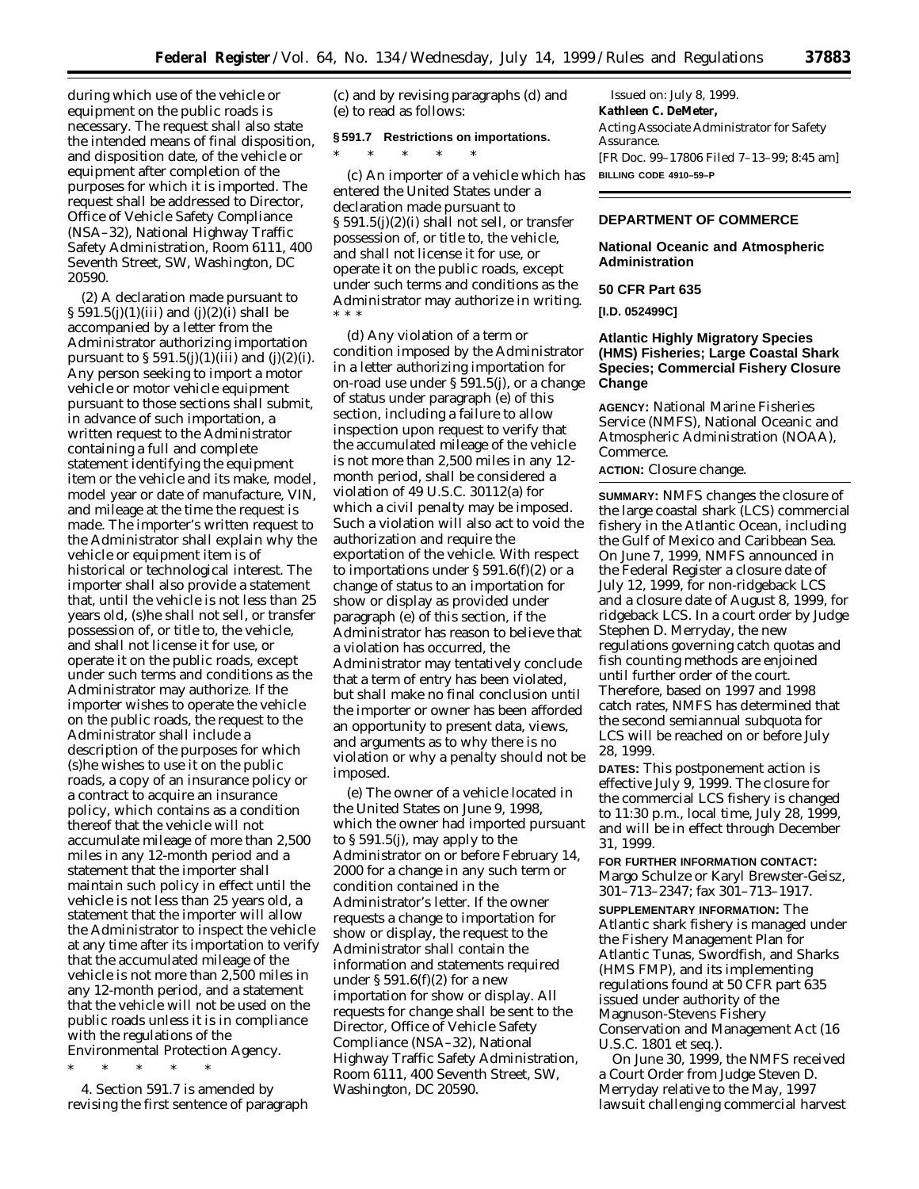during which use of the vehicle or equipment on the public roads is necessary. The request shall also state the intended means of final disposition, and disposition date, of the vehicle or equipment after completion of the purposes for which it is imported. The request shall be addressed to Director, Office of Vehicle Safety Compliance (NSA–32), National Highway Traffic Safety Administration, Room 6111, 400 Seventh Street, SW, Washington, DC 20590.

(2) A declaration made pursuant to § 591.5(j)(1)(iii) and (j)(2)(i) shall be accompanied by a letter from the Administrator authorizing importation pursuant to § 591.5(j)(1)(iii) and (j)(2)(i). Any person seeking to import a motor vehicle or motor vehicle equipment pursuant to those sections shall submit, in advance of such importation, a written request to the Administrator containing a full and complete statement identifying the equipment item or the vehicle and its make, model, model year or date of manufacture, VIN, and mileage at the time the request is made. The importer's written request to the Administrator shall explain why the vehicle or equipment item is of historical or technological interest. The importer shall also provide a statement that, until the vehicle is not less than 25 years old, (s)he shall not sell, or transfer possession of, or title to, the vehicle, and shall not license it for use, or operate it on the public roads, except under such terms and conditions as the Administrator may authorize. If the importer wishes to operate the vehicle on the public roads, the request to the Administrator shall include a description of the purposes for which (s)he wishes to use it on the public roads, a copy of an insurance policy or a contract to acquire an insurance policy, which contains as a condition thereof that the vehicle will not accumulate mileage of more than 2,500 miles in any 12-month period and a statement that the importer shall maintain such policy in effect until the vehicle is not less than 25 years old, a statement that the importer will allow the Administrator to inspect the vehicle at any time after its importation to verify that the accumulated mileage of the vehicle is not more than 2,500 miles in any 12-month period, and a statement that the vehicle will not be used on the public roads unless it is in compliance with the regulations of the Environmental Protection Agency.

\* \* \* \* \*

4. Section 591.7 is amended by revising the first sentence of paragraph (c) and by revising paragraphs (d) and (e) to read as follows:

**§ 591.7 Restrictions on importations.**

\* \* \* \* \*

(c) An importer of a vehicle which has entered the United States under a declaration made pursuant to § 591.5(j)(2)(i) shall not sell, or transfer possession of, or title to, the vehicle, and shall not license it for use, or operate it on the public roads, except under such terms and conditions as the Administrator may authorize in writing. \* \* \*

(d) Any violation of a term or condition imposed by the Administrator in a letter authorizing importation for on-road use under § 591.5(j), or a change of status under paragraph (e) of this section, including a failure to allow inspection upon request to verify that the accumulated mileage of the vehicle is not more than 2,500 miles in any 12-month period, shall be considered a violation of 49 U.S.C. 30112(a) for which a civil penalty may be imposed. Such a violation will also act to void the authorization and require the exportation of the vehicle. With respect to importations under § 591.6(f)(2) or a change of status to an importation for show or display as provided under paragraph (e) of this section, if the Administrator has reason to believe that a violation has occurred, the Administrator may tentatively conclude that a term of entry has been violated, but shall make no final conclusion until the importer or owner has been afforded an opportunity to present data, views, and arguments as to why there is no violation or why a penalty should not be imposed.

(e) The owner of a vehicle located in the United States on June 9, 1998, which the owner had imported pursuant to § 591.5(j), may apply to the Administrator on or before February 14, 2000 for a change in any such term or condition contained in the Administrator's letter. If the owner requests a change to importation for show or display, the request to the Administrator shall contain the information and statements required under § 591.6(f)(2) for a new importation for show or display. All requests for change shall be sent to the Director, Office of Vehicle Safety Compliance (NSA–32), National Highway Traffic Safety Administration, Room 6111, 400 Seventh Street, SW, Washington, DC 20590.

Issued on: July 8, 1999.

**Kathleen C. DeMeter,**

*Acting Associate Administrator for Safety Assurance.*

[FR Doc. 99–17806 Filed 7–13–99; 8:45 am]

**BILLING CODE 4910–59–P**

---

**DEPARTMENT OF COMMERCE**

**National Oceanic and Atmospheric Administration**

**50 CFR Part 635**

**[I.D. 052499C]**

## Atlantic Highly Migratory Species (HMS) Fisheries; Large Coastal Shark Species; Commercial Fishery Closure Change

**AGENCY:** National Marine Fisheries Service (NMFS), National Oceanic and Atmospheric Administration (NOAA), Commerce.

**ACTION:** Closure change.

**SUMMARY:** NMFS changes the closure of the large coastal shark (LCS) commercial fishery in the Atlantic Ocean, including the Gulf of Mexico and Caribbean Sea. On June 7, 1999, NMFS announced in the Federal Register a closure date of July 12, 1999, for non-ridgeback LCS and a closure date of August 8, 1999, for ridgeback LCS. In a court order by Judge Stephen D. Merryday, the new regulations governing catch quotas and fish counting methods are enjoined until further order of the court. Therefore, based on 1997 and 1998 catch rates, NMFS has determined that the second semiannual subquota for LCS will be reached on or before July 28, 1999.

**DATES:** This postponement action is effective July 9, 1999. The closure for the commercial LCS fishery is changed to 11:30 p.m., local time, July 28, 1999, and will be in effect through December 31, 1999.

**FOR FURTHER INFORMATION CONTACT:** Margo Schulze or Karyl Brewster-Geisz, 301–713–2347; fax 301–713–1917.

**SUPPLEMENTARY INFORMATION:** The Atlantic shark fishery is managed under the Fishery Management Plan for Atlantic Tunas, Swordfish, and Sharks (HMS FMP), and its implementing regulations found at 50 CFR part 635 issued under authority of the Magnuson-Stevens Fishery Conservation and Management Act (16 U.S.C. 1801 *et seq.*).

On June 30, 1999, the NMFS received a Court Order from Judge Steven D. Merryday relative to the May, 1997 lawsuit challenging commercial harvest